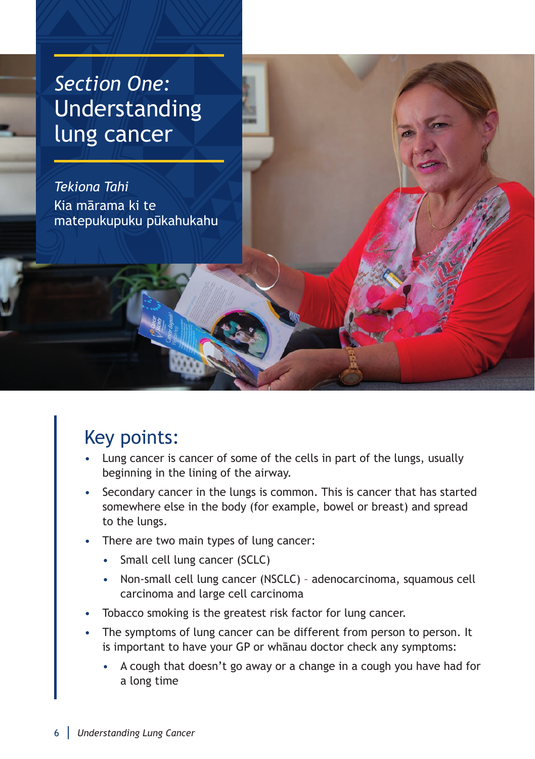# *Section One:* Understanding lung cancer

*Tekiona Tahi*
Kia mārama ki te matepukupuku pūkahukahu

## Key points:

- Lung cancer is cancer of some of the cells in part of the lungs, usually beginning in the lining of the airway.
- Secondary cancer in the lungs is common. This is cancer that has started somewhere else in the body (for example, bowel or breast) and spread to the lungs.
- There are two main types of lung cancer:
    - Small cell lung cancer (SCLC)
    - Non-small cell lung cancer (NSCLC) – adenocarcinoma, squamous cell carcinoma and large cell carcinoma
- Tobacco smoking is the greatest risk factor for lung cancer.
- The symptoms of lung cancer can be different from person to person. It is important to have your GP or whānau doctor check any symptoms:
    - A cough that doesn't go away or a change in a cough you have had for a long time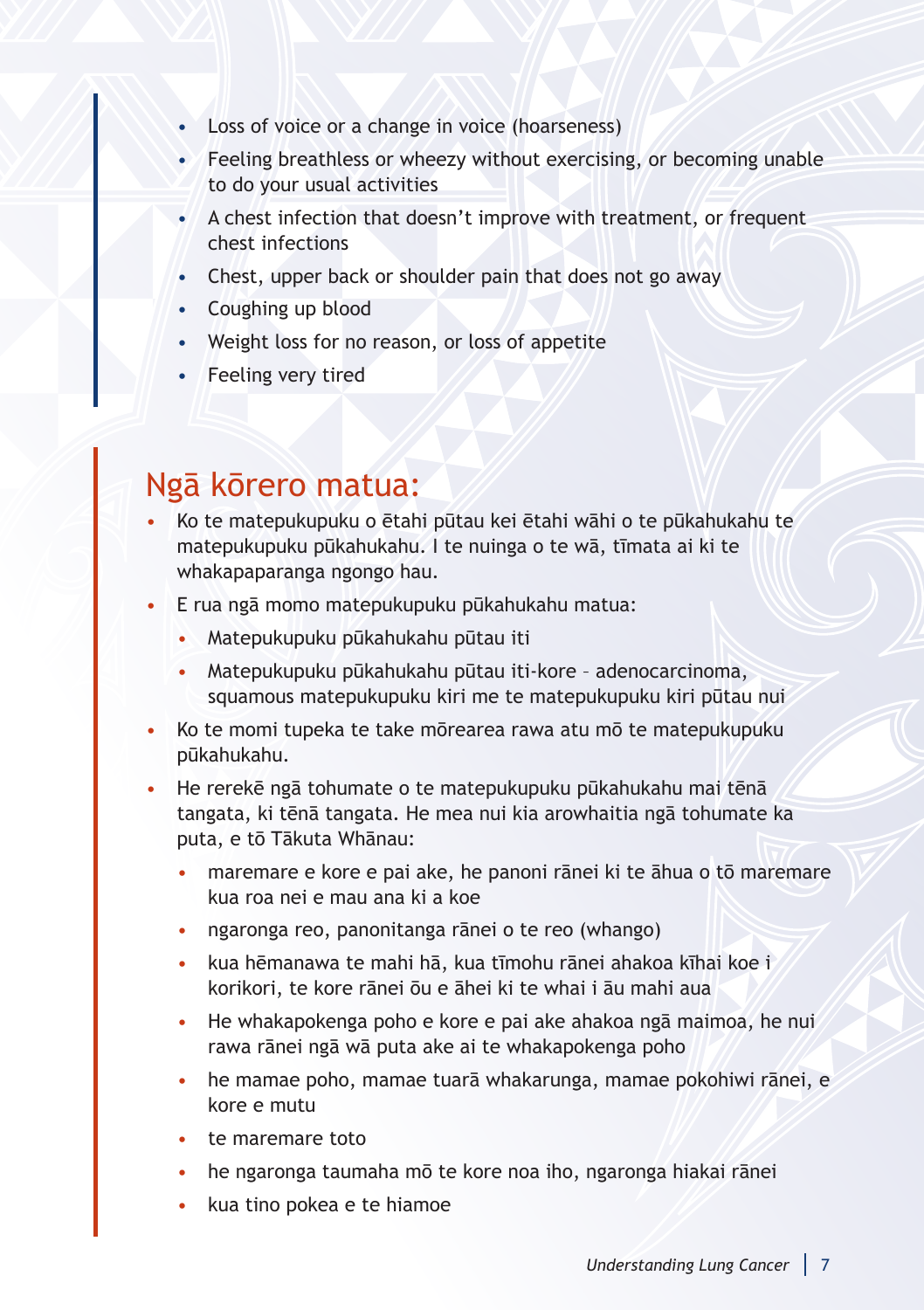- Loss of voice or a change in voice (hoarseness)
- Feeling breathless or wheezy without exercising, or becoming unable to do your usual activities
- A chest infection that doesn't improve with treatment, or frequent chest infections
- Chest, upper back or shoulder pain that does not go away
- Coughing up blood
- Weight loss for no reason, or loss of appetite
- Feeling very tired

## Ngā kōrero matua:

- Ko te matepukupuku o ētahi pūtau kei ētahi wāhi o te pūkahukahu te matepukupuku pūkahukahu. I te nuinga o te wā, tīmata ai ki te whakapaparanga ngongo hau.
- E rua ngā momo matepukupuku pūkahukahu matua:
  - Matepukupuku pūkahukahu pūtau iti
  - Matepukupuku pūkahukahu pūtau iti-kore – adenocarcinoma, squamous matepukupuku kiri me te matepukupuku kiri pūtau nui
- Ko te momi tupeka te take mōrearea rawa atu mō te matepukupuku pūkahukahu.
- He rerekē ngā tohumate o te matepukupuku pūkahukahu mai tēnā tangata, ki tēnā tangata. He mea nui kia arowhaitia ngā tohumate ka puta, e tō Tākuta Whānau:
  - maremare e kore e pai ake, he panoni rānei ki te āhua o tō maremare kua roa nei e mau ana ki a koe
  - ngaronga reo, panonitanga rānei o te reo (whango)
  - kua hēmanawa te mahi hā, kua tīmohu rānei ahakoa kīhai koe i korikori, te kore rānei ōu e āhei ki te whai i āu mahi aua
  - He whakapokenga poho e kore e pai ake ahakoa ngā maimoa, he nui rawa rānei ngā wā puta ake ai te whakapokenga poho
  - he mamae poho, mamae tuarā whakarunga, mamae pokohiwi rānei, e kore e mutu
  - te maremare toto
  - he ngaronga taumaha mō te kore noa iho, ngaronga hiakai rānei
  - kua tino pokea e te hiamoe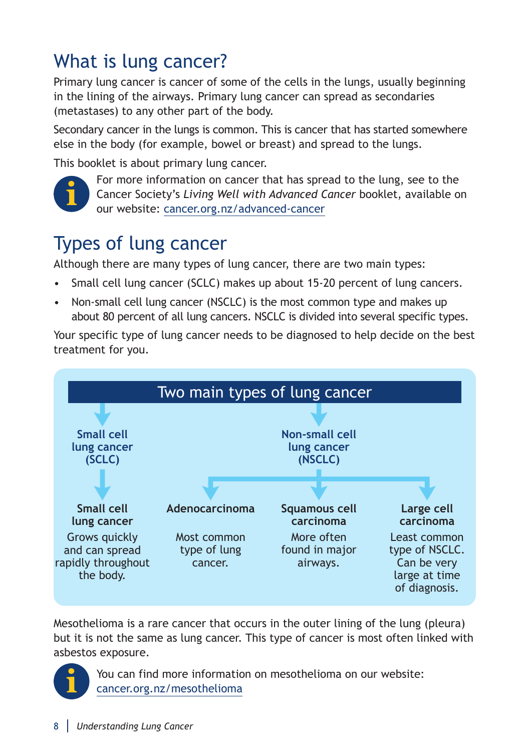## What is lung cancer?

Primary lung cancer is cancer of some of the cells in the lungs, usually beginning in the lining of the airways. Primary lung cancer can spread as secondaries (metastases) to any other part of the body.

Secondary cancer in the lungs is common. This is cancer that has started somewhere else in the body (for example, bowel or breast) and spread to the lungs.

This booklet is about primary lung cancer.

For more information on cancer that has spread to the lung, see to the Cancer Society's *Living Well with Advanced Cancer* booklet, available on our website: cancer.org.nz/advanced-cancer

## Types of lung cancer

Although there are many types of lung cancer, there are two main types:

- Small cell lung cancer (SCLC) makes up about 15-20 percent of lung cancers.
- Non-small cell lung cancer (NSCLC) is the most common type and makes up about 80 percent of all lung cancers. NSCLC is divided into several specific types.

Your specific type of lung cancer needs to be diagnosed to help decide on the best treatment for you.

**Two main types of lung cancer**

- **Small cell lung cancer (SCLC)**
  - **Small cell lung cancer** — Grows quickly and can spread rapidly throughout the body.
- **Non-small cell lung cancer (NSCLC)**
  - **Adenocarcinoma** — Most common type of lung cancer.
  - **Squamous cell carcinoma** — More often found in major airways.
  - **Large cell carcinoma** — Least common type of NSCLC. Can be very large at time of diagnosis.

Mesothelioma is a rare cancer that occurs in the outer lining of the lung (pleura) but it is not the same as lung cancer. This type of cancer is most often linked with asbestos exposure.

You can find more information on mesothelioma on our website: cancer.org.nz/mesothelioma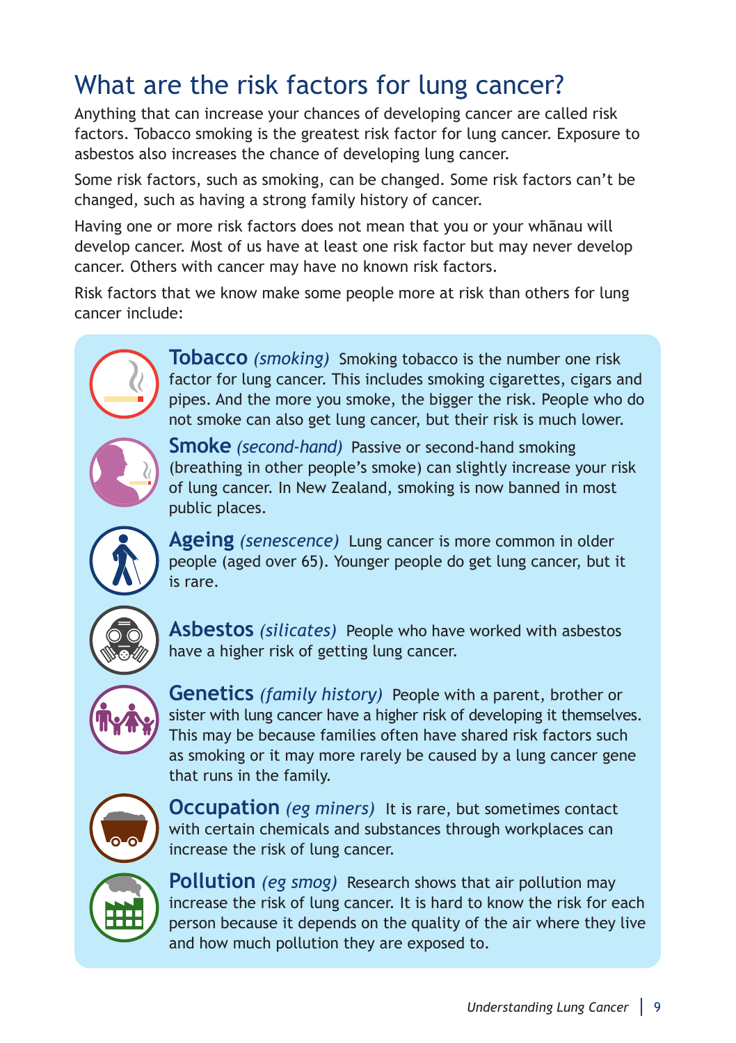## What are the risk factors for lung cancer?

Anything that can increase your chances of developing cancer are called risk factors. Tobacco smoking is the greatest risk factor for lung cancer. Exposure to asbestos also increases the chance of developing lung cancer.

Some risk factors, such as smoking, can be changed. Some risk factors can't be changed, such as having a strong family history of cancer.

Having one or more risk factors does not mean that you or your whānau will develop cancer. Most of us have at least one risk factor but may never develop cancer. Others with cancer may have no known risk factors.

Risk factors that we know make some people more at risk than others for lung cancer include:

**Tobacco** *(smoking)* Smoking tobacco is the number one risk factor for lung cancer. This includes smoking cigarettes, cigars and pipes. And the more you smoke, the bigger the risk. People who do not smoke can also get lung cancer, but their risk is much lower.

**Smoke** *(second-hand)* Passive or second-hand smoking (breathing in other people's smoke) can slightly increase your risk of lung cancer. In New Zealand, smoking is now banned in most public places.

**Ageing** *(senescence)* Lung cancer is more common in older people (aged over 65). Younger people do get lung cancer, but it is rare.

**Asbestos** *(silicates)* People who have worked with asbestos have a higher risk of getting lung cancer.

**Genetics** *(family history)* People with a parent, brother or sister with lung cancer have a higher risk of developing it themselves. This may be because families often have shared risk factors such as smoking or it may more rarely be caused by a lung cancer gene that runs in the family.

**Occupation** *(eg miners)* It is rare, but sometimes contact with certain chemicals and substances through workplaces can increase the risk of lung cancer.

**Pollution** *(eg smog)* Research shows that air pollution may increase the risk of lung cancer. It is hard to know the risk for each person because it depends on the quality of the air where they live and how much pollution they are exposed to.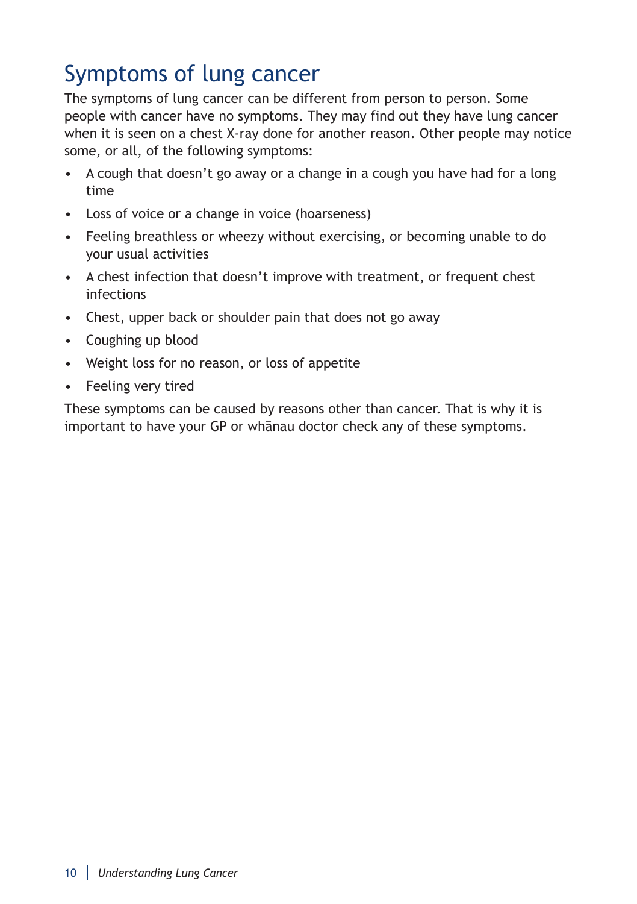# Symptoms of lung cancer

The symptoms of lung cancer can be different from person to person. Some people with cancer have no symptoms. They may find out they have lung cancer when it is seen on a chest X-ray done for another reason. Other people may notice some, or all, of the following symptoms:

- A cough that doesn't go away or a change in a cough you have had for a long time
- Loss of voice or a change in voice (hoarseness)
- Feeling breathless or wheezy without exercising, or becoming unable to do your usual activities
- A chest infection that doesn't improve with treatment, or frequent chest infections
- Chest, upper back or shoulder pain that does not go away
- Coughing up blood
- Weight loss for no reason, or loss of appetite
- Feeling very tired

These symptoms can be caused by reasons other than cancer. That is why it is important to have your GP or whānau doctor check any of these symptoms.